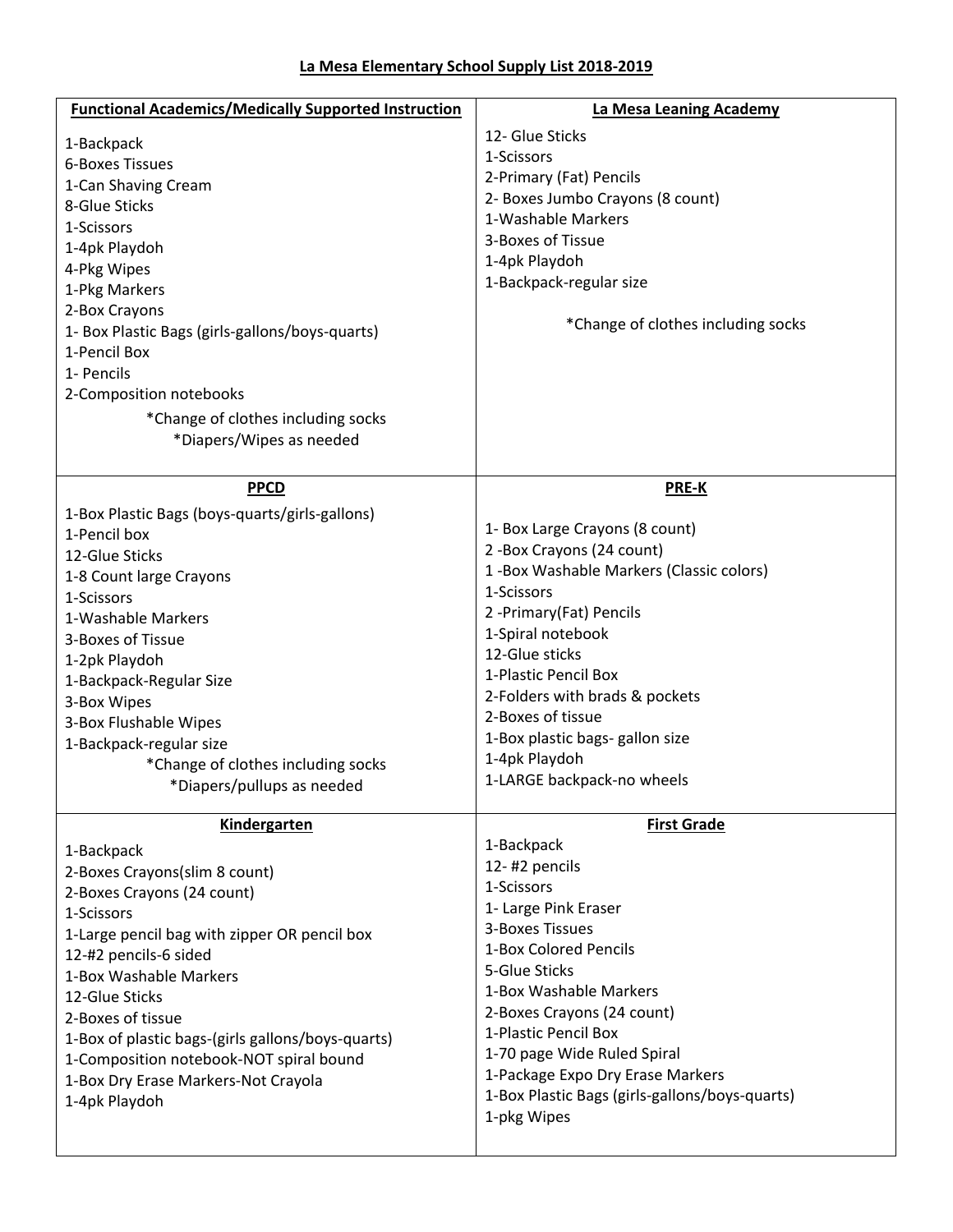# La Mesa Elementary School Supply List 2018-2019

## Functional Academics/Medically Supported Instruction

1-Backpack
6-Boxes Tissues
1-Can Shaving Cream
8-Glue Sticks
1-Scissors
1-4pk Playdoh
4-Pkg Wipes
1-Pkg Markers
2-Box Crayons
1- Box Plastic Bags (girls-gallons/boys-quarts)
1-Pencil Box
1- Pencils
2-Composition notebooks

*Change of clothes including socks
*Diapers/Wipes as needed

## La Mesa Leaning Academy

12- Glue Sticks
1-Scissors
2-Primary (Fat) Pencils
2- Boxes Jumbo Crayons (8 count)
1-Washable Markers
3-Boxes of Tissue
1-4pk Playdoh
1-Backpack-regular size

*Change of clothes including socks

## PPCD

1-Box Plastic Bags (boys-quarts/girls-gallons)
1-Pencil box
12-Glue Sticks
1-8 Count large Crayons
1-Scissors
1-Washable Markers
3-Boxes of Tissue
1-2pk Playdoh
1-Backpack-Regular Size
3-Box Wipes
3-Box Flushable Wipes
1-Backpack-regular size

*Change of clothes including socks
*Diapers/pullups as needed

## PRE-K

1- Box Large Crayons (8 count)
2 -Box Crayons (24 count)
1 -Box Washable Markers (Classic colors)
1-Scissors
2 -Primary(Fat) Pencils
1-Spiral notebook
12-Glue sticks
1-Plastic Pencil Box
2-Folders with brads & pockets
2-Boxes of tissue
1-Box plastic bags- gallon size
1-4pk Playdoh
1-LARGE backpack-no wheels

## Kindergarten

1-Backpack
2-Boxes Crayons(slim 8 count)
2-Boxes Crayons (24 count)
1-Scissors
1-Large pencil bag with zipper OR pencil box
12-#2 pencils-6 sided
1-Box Washable Markers
12-Glue Sticks
2-Boxes of tissue
1-Box of plastic bags-(girls gallons/boys-quarts)
1-Composition notebook-NOT spiral bound
1-Box Dry Erase Markers-Not Crayola
1-4pk Playdoh

## First Grade

1-Backpack
12- #2 pencils
1-Scissors
1- Large Pink Eraser
3-Boxes Tissues
1-Box Colored Pencils
5-Glue Sticks
1-Box Washable Markers
2-Boxes Crayons (24 count)
1-Plastic Pencil Box
1-70 page Wide Ruled Spiral
1-Package Expo Dry Erase Markers
1-Box Plastic Bags (girls-gallons/boys-quarts)
1-pkg Wipes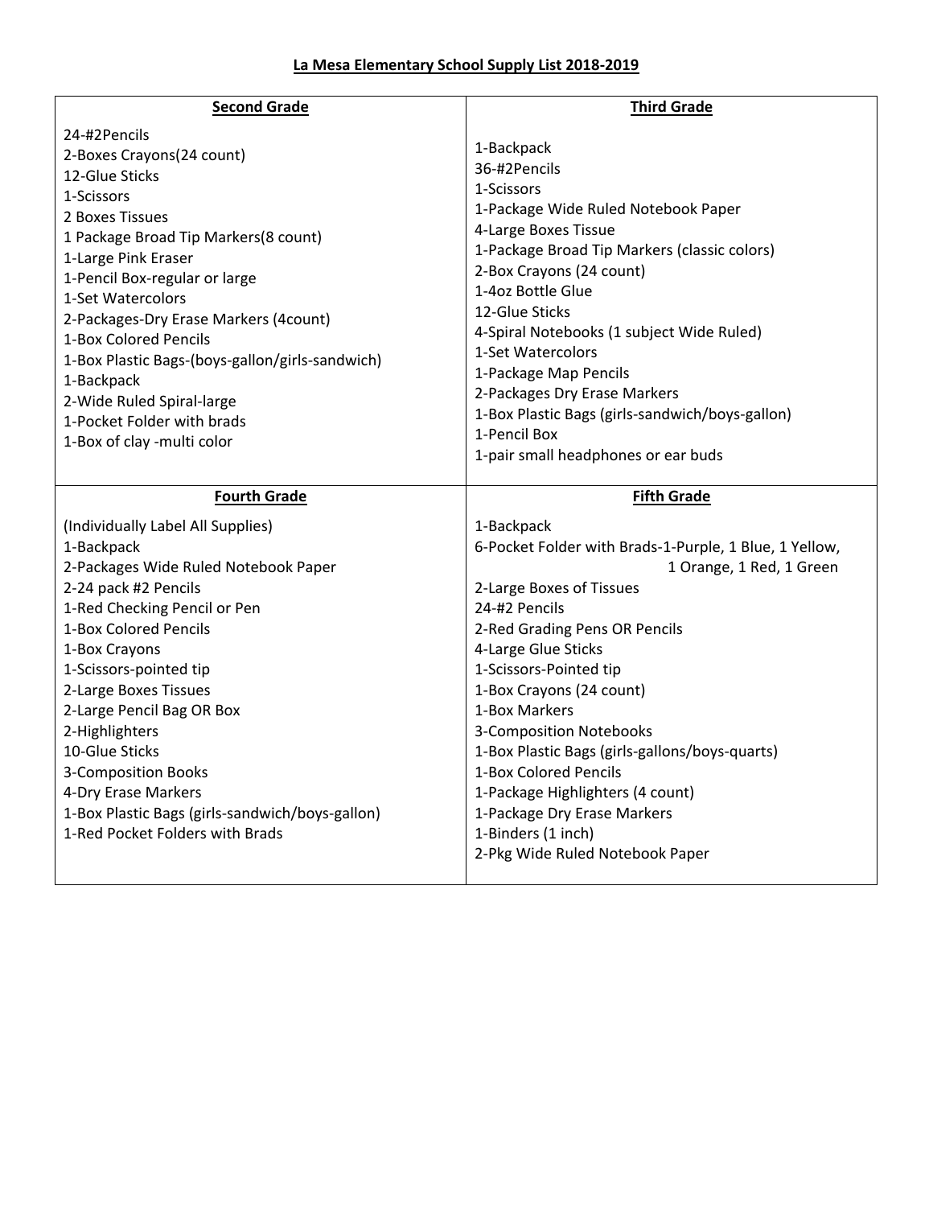**La Mesa Elementary School Supply List 2018-2019**

| **Second Grade** | **Third Grade** |
|---|---|
| 24-#2Pencils<br>2-Boxes Crayons(24 count)<br>12-Glue Sticks<br>1-Scissors<br>2 Boxes Tissues<br>1 Package Broad Tip Markers(8 count)<br>1-Large Pink Eraser<br>1-Pencil Box-regular or large<br>1-Set Watercolors<br>2-Packages-Dry Erase Markers (4count)<br>1-Box Colored Pencils<br>1-Box Plastic Bags-(boys-gallon/girls-sandwich)<br>1-Backpack<br>2-Wide Ruled Spiral-large<br>1-Pocket Folder with brads<br>1-Box of clay -multi color | 1-Backpack<br>36-#2Pencils<br>1-Scissors<br>1-Package Wide Ruled Notebook Paper<br>4-Large Boxes Tissue<br>1-Package Broad Tip Markers (classic colors)<br>2-Box Crayons (24 count)<br>1-4oz Bottle Glue<br>12-Glue Sticks<br>4-Spiral Notebooks (1 subject Wide Ruled)<br>1-Set Watercolors<br>1-Package Map Pencils<br>2-Packages Dry Erase Markers<br>1-Box Plastic Bags (girls-sandwich/boys-gallon)<br>1-Pencil Box<br>1-pair small headphones or ear buds |
| **Fourth Grade** | **Fifth Grade** |
| (Individually Label All Supplies)<br>1-Backpack<br>2-Packages Wide Ruled Notebook Paper<br>2-24 pack #2 Pencils<br>1-Red Checking Pencil or Pen<br>1-Box Colored Pencils<br>1-Box Crayons<br>1-Scissors-pointed tip<br>2-Large Boxes Tissues<br>2-Large Pencil Bag OR Box<br>2-Highlighters<br>10-Glue Sticks<br>3-Composition Books<br>4-Dry Erase Markers<br>1-Box Plastic Bags (girls-sandwich/boys-gallon)<br>1-Red Pocket Folders with Brads | 1-Backpack<br>6-Pocket Folder with Brads-1-Purple, 1 Blue, 1 Yellow, 1 Orange, 1 Red, 1 Green<br>2-Large Boxes of Tissues<br>24-#2 Pencils<br>2-Red Grading Pens OR Pencils<br>4-Large Glue Sticks<br>1-Scissors-Pointed tip<br>1-Box Crayons (24 count)<br>1-Box Markers<br>3-Composition Notebooks<br>1-Box Plastic Bags (girls-gallons/boys-quarts)<br>1-Box Colored Pencils<br>1-Package Highlighters (4 count)<br>1-Package Dry Erase Markers<br>1-Binders (1 inch)<br>2-Pkg Wide Ruled Notebook Paper |